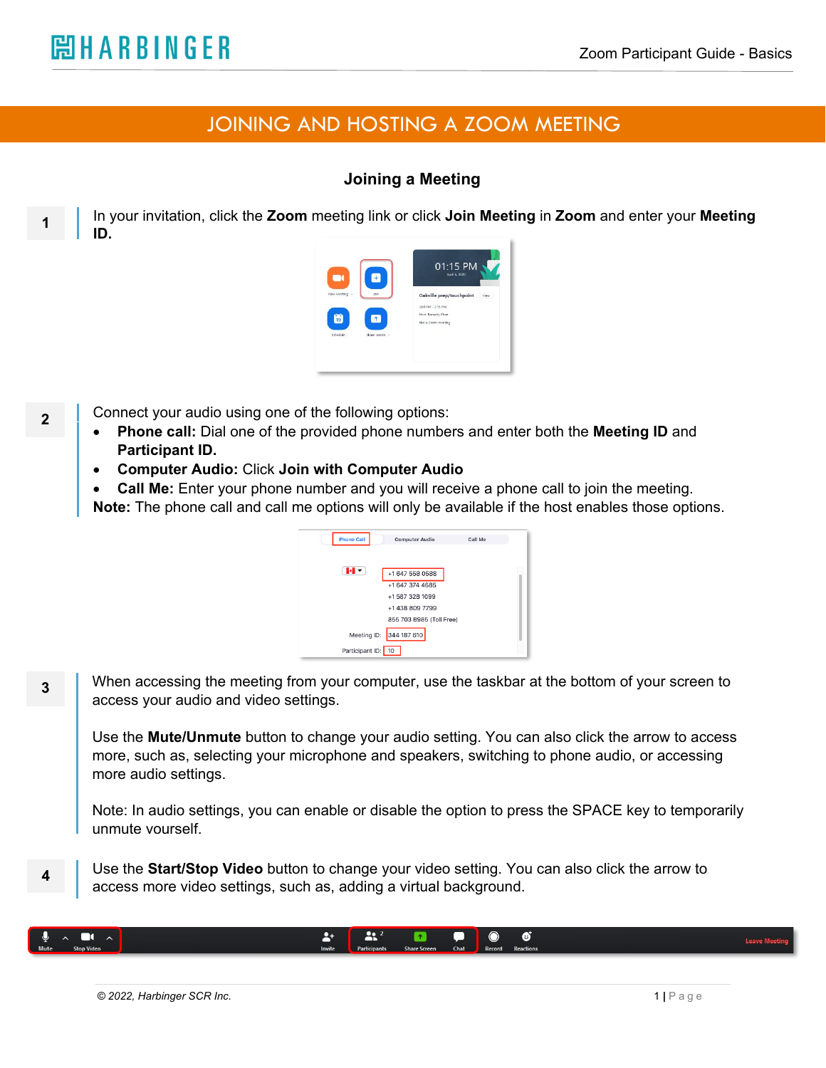# JOINING AND HOSTING A ZOOM MEETING

## Joining a Meeting

**1** In your invitation, click the **Zoom** meeting link or click **Join Meeting** in **Zoom** and enter your **Meeting ID.**

**2** Connect your audio using one of the following options:

- **Phone call:** Dial one of the provided phone numbers and enter both the **Meeting ID** and **Participant ID.**
- **Computer Audio:** Click **Join with Computer Audio**
- **Call Me:** Enter your phone number and you will receive a phone call to join the meeting.

**Note:** The phone call and call me options will only be available if the host enables those options.

**3** When accessing the meeting from your computer, use the taskbar at the bottom of your screen to access your audio and video settings.

Use the **Mute/Unmute** button to change your audio setting. You can also click the arrow to access more, such as, selecting your microphone and speakers, switching to phone audio, or accessing more audio settings.

Note: In audio settings, you can enable or disable the option to press the SPACE key to temporarily unmute yourself.

**4** Use the **Start/Stop Video** button to change your video setting. You can also click the arrow to access more video settings, such as, adding a virtual background.

© 2022, Harbinger SCR Inc.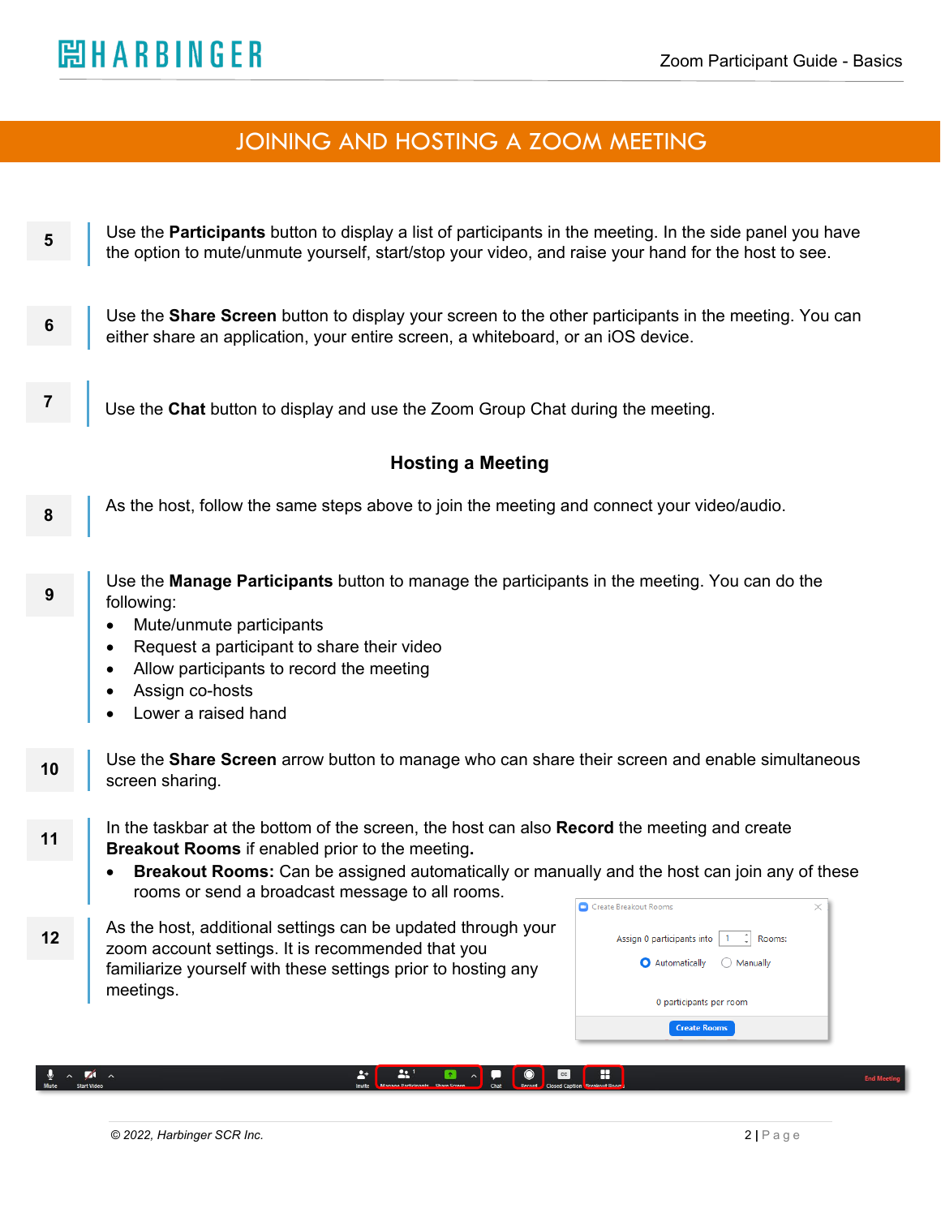# JOINING AND HOSTING A ZOOM MEETING

**5** Use the **Participants** button to display a list of participants in the meeting. In the side panel you have the option to mute/unmute yourself, start/stop your video, and raise your hand for the host to see.

**6** Use the **Share Screen** button to display your screen to the other participants in the meeting. You can either share an application, your entire screen, a whiteboard, or an iOS device.

**7** Use the **Chat** button to display and use the Zoom Group Chat during the meeting.

## Hosting a Meeting

**8** As the host, follow the same steps above to join the meeting and connect your video/audio.

**9** Use the **Manage Participants** button to manage the participants in the meeting. You can do the following:

- Mute/unmute participants
- Request a participant to share their video
- Allow participants to record the meeting
- Assign co-hosts
- Lower a raised hand

**10** Use the **Share Screen** arrow button to manage who can share their screen and enable simultaneous screen sharing.

**11** In the taskbar at the bottom of the screen, the host can also **Record** the meeting and create **Breakout Rooms** if enabled prior to the meeting.

- **Breakout Rooms:** Can be assigned automatically or manually and the host can join any of these rooms or send a broadcast message to all rooms.

**12** As the host, additional settings can be updated through your zoom account settings. It is recommended that you familiarize yourself with these settings prior to hosting any meetings.

Create Breakout Rooms

Assign 0 participants into 1 Rooms:

Automatically Manually

0 participants per room

Create Rooms

Mute Start Video Invite Manage Participants Share Screen Chat Record Closed Caption Breakout Rooms End Meeting

© 2022, Harbinger SCR Inc.